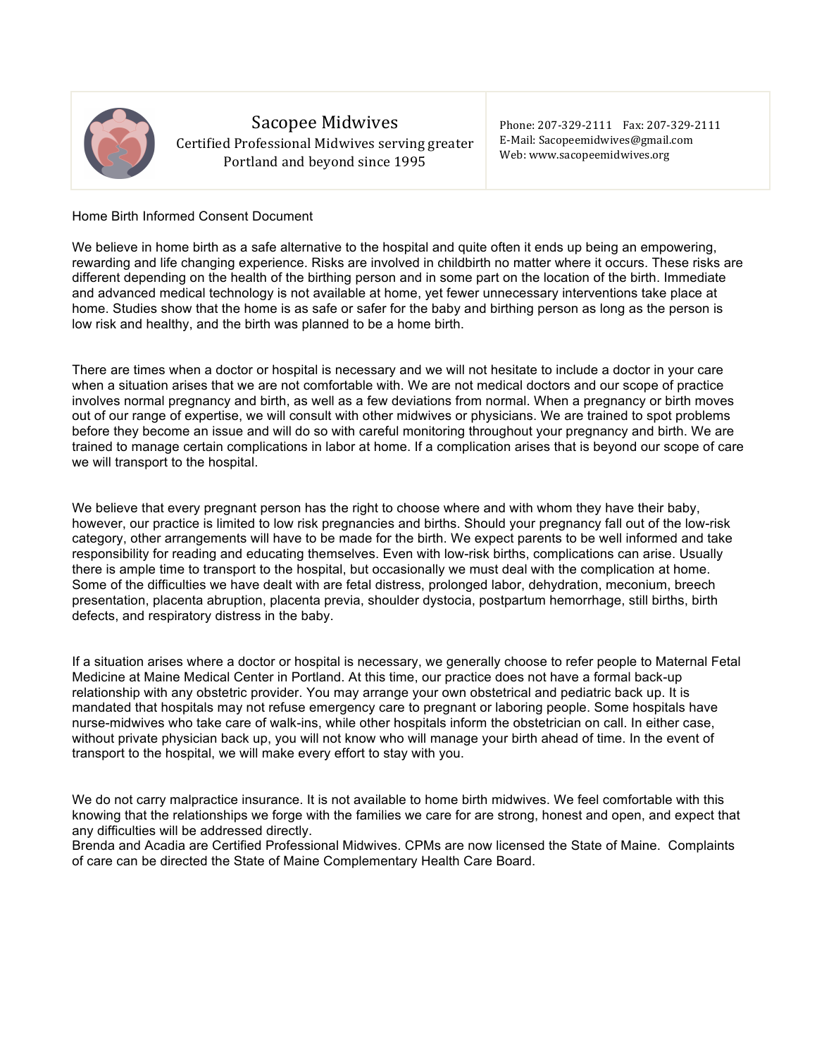# Sacopee Midwives

Certified Professional Midwives serving greater Portland and beyond since 1995

Phone: 207-329-2111 Fax: 207-329-2111
E-Mail: Sacopeemidwives@gmail.com
Web: www.sacopeemidwives.org

## Home Birth Informed Consent Document

We believe in home birth as a safe alternative to the hospital and quite often it ends up being an empowering, rewarding and life changing experience. Risks are involved in childbirth no matter where it occurs. These risks are different depending on the health of the birthing person and in some part on the location of the birth. Immediate and advanced medical technology is not available at home, yet fewer unnecessary interventions take place at home. Studies show that the home is as safe or safer for the baby and birthing person as long as the person is low risk and healthy, and the birth was planned to be a home birth.

There are times when a doctor or hospital is necessary and we will not hesitate to include a doctor in your care when a situation arises that we are not comfortable with. We are not medical doctors and our scope of practice involves normal pregnancy and birth, as well as a few deviations from normal. When a pregnancy or birth moves out of our range of expertise, we will consult with other midwives or physicians. We are trained to spot problems before they become an issue and will do so with careful monitoring throughout your pregnancy and birth. We are trained to manage certain complications in labor at home. If a complication arises that is beyond our scope of care we will transport to the hospital.

We believe that every pregnant person has the right to choose where and with whom they have their baby, however, our practice is limited to low risk pregnancies and births. Should your pregnancy fall out of the low-risk category, other arrangements will have to be made for the birth. We expect parents to be well informed and take responsibility for reading and educating themselves. Even with low-risk births, complications can arise. Usually there is ample time to transport to the hospital, but occasionally we must deal with the complication at home. Some of the difficulties we have dealt with are fetal distress, prolonged labor, dehydration, meconium, breech presentation, placenta abruption, placenta previa, shoulder dystocia, postpartum hemorrhage, still births, birth defects, and respiratory distress in the baby.

If a situation arises where a doctor or hospital is necessary, we generally choose to refer people to Maternal Fetal Medicine at Maine Medical Center in Portland. At this time, our practice does not have a formal back-up relationship with any obstetric provider. You may arrange your own obstetrical and pediatric back up. It is mandated that hospitals may not refuse emergency care to pregnant or laboring people. Some hospitals have nurse-midwives who take care of walk-ins, while other hospitals inform the obstetrician on call. In either case, without private physician back up, you will not know who will manage your birth ahead of time. In the event of transport to the hospital, we will make every effort to stay with you.

We do not carry malpractice insurance. It is not available to home birth midwives. We feel comfortable with this knowing that the relationships we forge with the families we care for are strong, honest and open, and expect that any difficulties will be addressed directly.
Brenda and Acadia are Certified Professional Midwives. CPMs are now licensed the State of Maine. Complaints of care can be directed the State of Maine Complementary Health Care Board.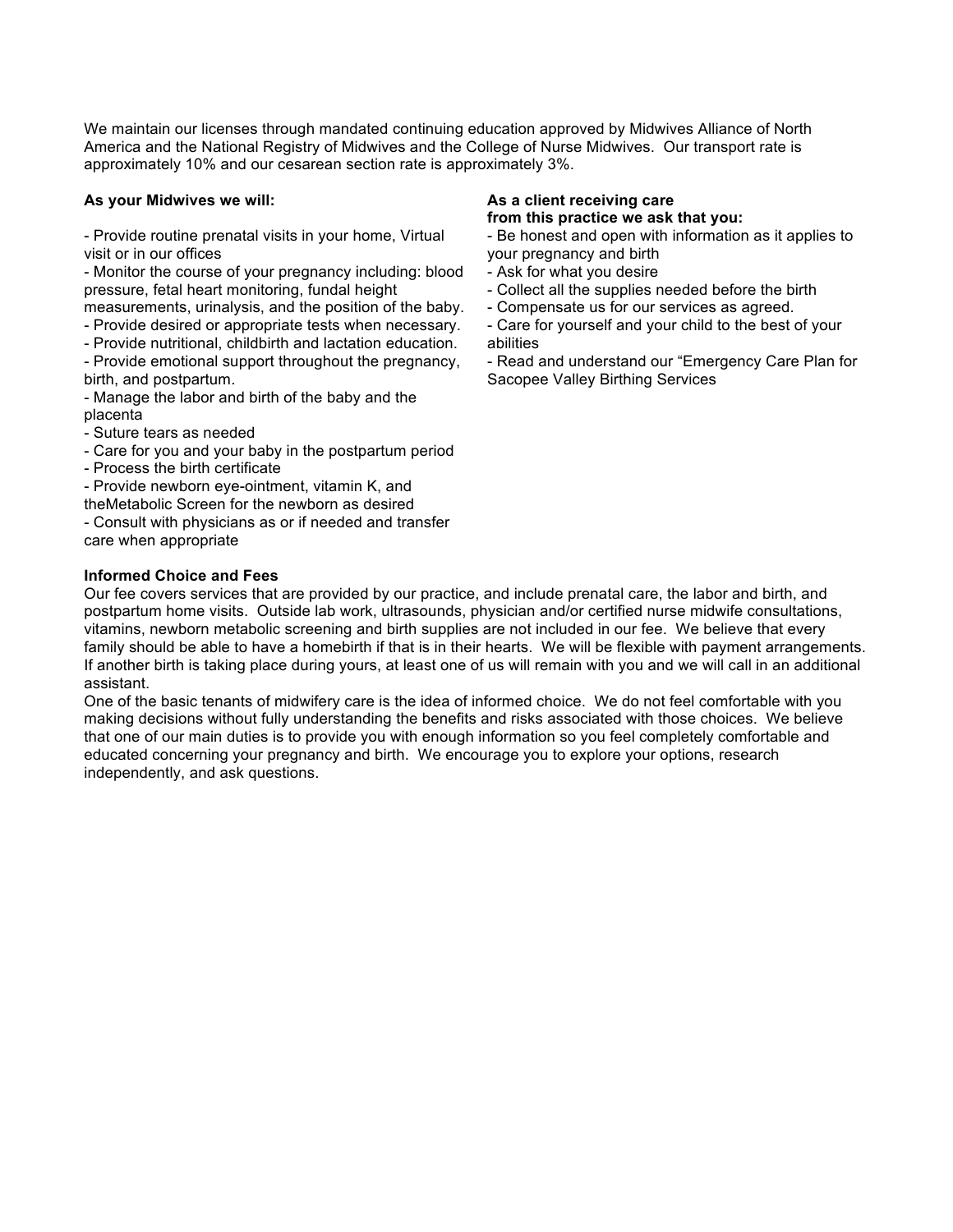We maintain our licenses through mandated continuing education approved by Midwives Alliance of North America and the National Registry of Midwives and the College of Nurse Midwives. Our transport rate is approximately 10% and our cesarean section rate is approximately 3%.

**As your Midwives we will:**

- Provide routine prenatal visits in your home, Virtual visit or in our offices
- Monitor the course of your pregnancy including: blood pressure, fetal heart monitoring, fundal height measurements, urinalysis, and the position of the baby.
- Provide desired or appropriate tests when necessary.
- Provide nutritional, childbirth and lactation education.
- Provide emotional support throughout the pregnancy, birth, and postpartum.
- Manage the labor and birth of the baby and the placenta
- Suture tears as needed
- Care for you and your baby in the postpartum period
- Process the birth certificate
- Provide newborn eye-ointment, vitamin K, and theMetabolic Screen for the newborn as desired
- Consult with physicians as or if needed and transfer care when appropriate

**As a client receiving care from this practice we ask that you:**

- Be honest and open with information as it applies to your pregnancy and birth
- Ask for what you desire
- Collect all the supplies needed before the birth
- Compensate us for our services as agreed.
- Care for yourself and your child to the best of your abilities
- Read and understand our "Emergency Care Plan for Sacopee Valley Birthing Services

**Informed Choice and Fees**

Our fee covers services that are provided by our practice, and include prenatal care, the labor and birth, and postpartum home visits. Outside lab work, ultrasounds, physician and/or certified nurse midwife consultations, vitamins, newborn metabolic screening and birth supplies are not included in our fee. We believe that every family should be able to have a homebirth if that is in their hearts. We will be flexible with payment arrangements. If another birth is taking place during yours, at least one of us will remain with you and we will call in an additional assistant.

One of the basic tenants of midwifery care is the idea of informed choice. We do not feel comfortable with you making decisions without fully understanding the benefits and risks associated with those choices. We believe that one of our main duties is to provide you with enough information so you feel completely comfortable and educated concerning your pregnancy and birth. We encourage you to explore your options, research independently, and ask questions.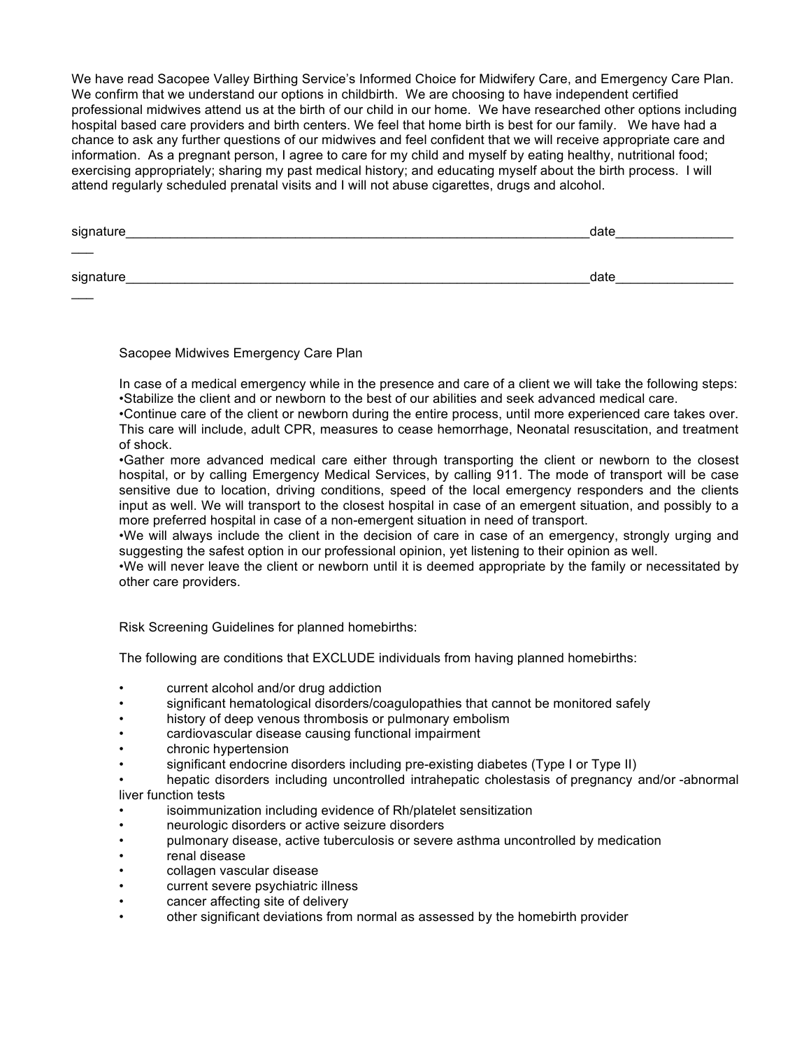We have read Sacopee Valley Birthing Service's Informed Choice for Midwifery Care, and Emergency Care Plan. We confirm that we understand our options in childbirth. We are choosing to have independent certified professional midwives attend us at the birth of our child in our home. We have researched other options including hospital based care providers and birth centers. We feel that home birth is best for our family. We have had a chance to ask any further questions of our midwives and feel confident that we will receive appropriate care and information. As a pregnant person, I agree to care for my child and myself by eating healthy, nutritional food; exercising appropriately; sharing my past medical history; and educating myself about the birth process. I will attend regularly scheduled prenatal visits and I will not abuse cigarettes, drugs and alcohol.

signature_________________________________________________________________date___________________

signature_________________________________________________________________date___________________

## Sacopee Midwives Emergency Care Plan

In case of a medical emergency while in the presence and care of a client we will take the following steps:

- Stabilize the client and or newborn to the best of our abilities and seek advanced medical care.
- Continue care of the client or newborn during the entire process, until more experienced care takes over. This care will include, adult CPR, measures to cease hemorrhage, Neonatal resuscitation, and treatment of shock.
- Gather more advanced medical care either through transporting the client or newborn to the closest hospital, or by calling Emergency Medical Services, by calling 911. The mode of transport will be case sensitive due to location, driving conditions, speed of the local emergency responders and the clients input as well. We will transport to the closest hospital in case of an emergent situation, and possibly to a more preferred hospital in case of a non-emergent situation in need of transport.
- We will always include the client in the decision of care in case of an emergency, strongly urging and suggesting the safest option in our professional opinion, yet listening to their opinion as well.
- We will never leave the client or newborn until it is deemed appropriate by the family or necessitated by other care providers.

## Risk Screening Guidelines for planned homebirths:

The following are conditions that EXCLUDE individuals from having planned homebirths:

- current alcohol and/or drug addiction
- significant hematological disorders/coagulopathies that cannot be monitored safely
- history of deep venous thrombosis or pulmonary embolism
- cardiovascular disease causing functional impairment
- chronic hypertension
- significant endocrine disorders including pre-existing diabetes (Type I or Type II)
- hepatic disorders including uncontrolled intrahepatic cholestasis of pregnancy and/or -abnormal liver function tests
- isoimmunization including evidence of Rh/platelet sensitization
- neurologic disorders or active seizure disorders
- pulmonary disease, active tuberculosis or severe asthma uncontrolled by medication
- renal disease
- collagen vascular disease
- current severe psychiatric illness
- cancer affecting site of delivery
- other significant deviations from normal as assessed by the homebirth provider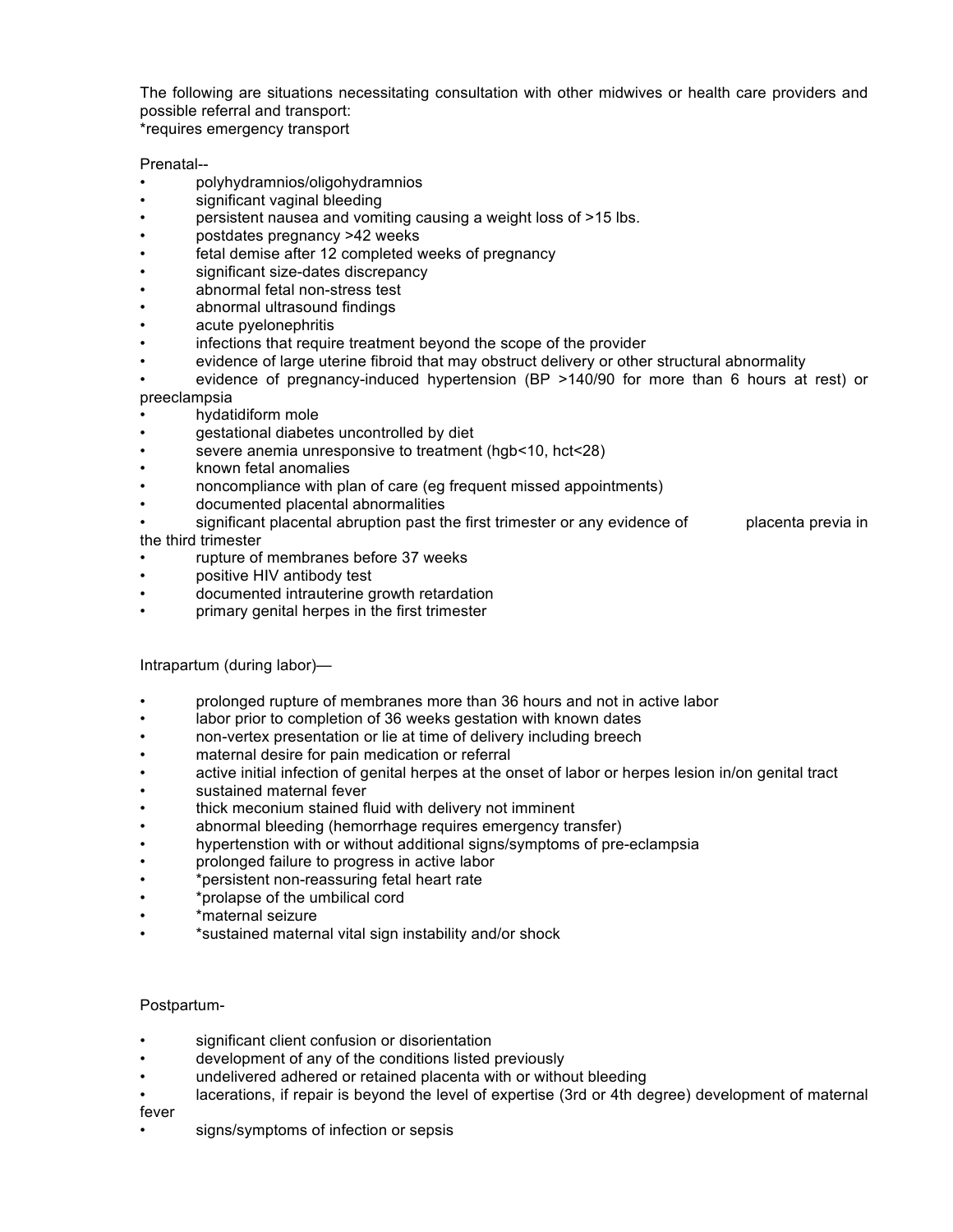The following are situations necessitating consultation with other midwives or health care providers and possible referral and transport:
*requires emergency transport

Prenatal--

- polyhydramnios/oligohydramnios
- significant vaginal bleeding
- persistent nausea and vomiting causing a weight loss of >15 lbs.
- postdates pregnancy >42 weeks
- fetal demise after 12 completed weeks of pregnancy
- significant size-dates discrepancy
- abnormal fetal non-stress test
- abnormal ultrasound findings
- acute pyelonephritis
- infections that require treatment beyond the scope of the provider
- evidence of large uterine fibroid that may obstruct delivery or other structural abnormality
- evidence of pregnancy-induced hypertension (BP >140/90 for more than 6 hours at rest) or preeclampsia
- hydatidiform mole
- gestational diabetes uncontrolled by diet
- severe anemia unresponsive to treatment (hgb<10, hct<28)
- known fetal anomalies
- noncompliance with plan of care (eg frequent missed appointments)
- documented placental abnormalities
- significant placental abruption past the first trimester or any evidence of placenta previa in the third trimester
- rupture of membranes before 37 weeks
- positive HIV antibody test
- documented intrauterine growth retardation
- primary genital herpes in the first trimester

Intrapartum (during labor)—

- prolonged rupture of membranes more than 36 hours and not in active labor
- labor prior to completion of 36 weeks gestation with known dates
- non-vertex presentation or lie at time of delivery including breech
- maternal desire for pain medication or referral
- active initial infection of genital herpes at the onset of labor or herpes lesion in/on genital tract
- sustained maternal fever
- thick meconium stained fluid with delivery not imminent
- abnormal bleeding (hemorrhage requires emergency transfer)
- hypertenstion with or without additional signs/symptoms of pre-eclampsia
- prolonged failure to progress in active labor
- *persistent non-reassuring fetal heart rate
- *prolapse of the umbilical cord
- *maternal seizure
- *sustained maternal vital sign instability and/or shock

Postpartum-

- significant client confusion or disorientation
- development of any of the conditions listed previously
- undelivered adhered or retained placenta with or without bleeding
- lacerations, if repair is beyond the level of expertise (3rd or 4th degree) development of maternal fever
- signs/symptoms of infection or sepsis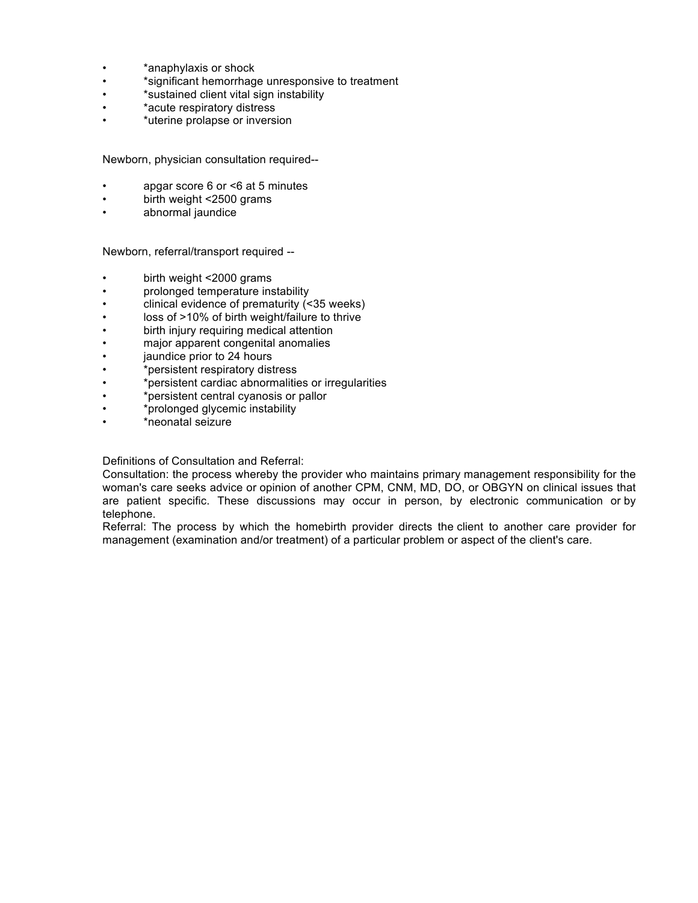- *anaphylaxis or shock
- *significant hemorrhage unresponsive to treatment
- *sustained client vital sign instability
- *acute respiratory distress
- *uterine prolapse or inversion

Newborn, physician consultation required--

- apgar score 6 or <6 at 5 minutes
- birth weight <2500 grams
- abnormal jaundice

Newborn, referral/transport required --

- birth weight <2000 grams
- prolonged temperature instability
- clinical evidence of prematurity (<35 weeks)
- loss of >10% of birth weight/failure to thrive
- birth injury requiring medical attention
- major apparent congenital anomalies
- jaundice prior to 24 hours
- *persistent respiratory distress
- *persistent cardiac abnormalities or irregularities
- *persistent central cyanosis or pallor
- *prolonged glycemic instability
- *neonatal seizure

Definitions of Consultation and Referral:
Consultation: the process whereby the provider who maintains primary management responsibility for the woman's care seeks advice or opinion of another CPM, CNM, MD, DO, or OBGYN on clinical issues that are patient specific. These discussions may occur in person, by electronic communication or by telephone.
Referral: The process by which the homebirth provider directs the client to another care provider for management (examination and/or treatment) of a particular problem or aspect of the client's care.